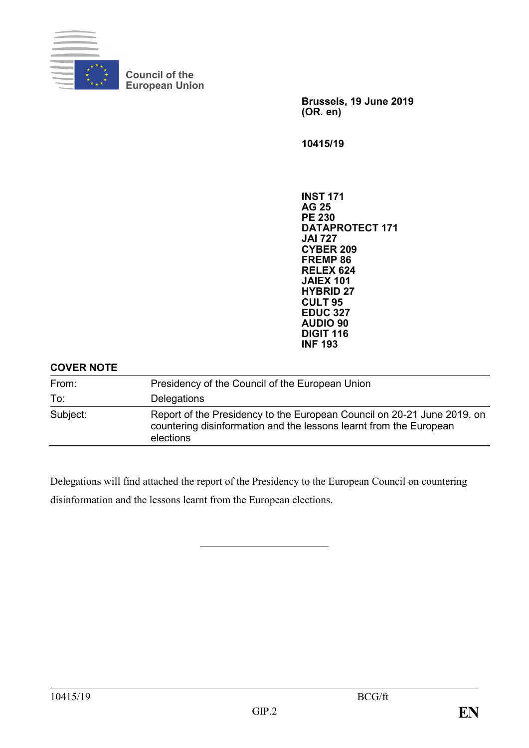Council of the European Union

**Brussels, 19 June 2019**
**(OR. en)**

**10415/19**

**INST 171**
**AG 25**
**PE 230**
**DATAPROTECT 171**
**JAI 727**
**CYBER 209**
**FREMP 86**
**RELEX 624**
**JAIEX 101**
**HYBRID 27**
**CULT 95**
**EDUC 327**
**AUDIO 90**
**DIGIT 116**
**INF 193**

**COVER NOTE**

| | |
|---|---|
| From: | Presidency of the Council of the European Union |
| To: | Delegations |
| Subject: | Report of the Presidency to the European Council on 20-21 June 2019, on countering disinformation and the lessons learnt from the European elections |

Delegations will find attached the report of the Presidency to the European Council on countering disinformation and the lessons learnt from the European elections.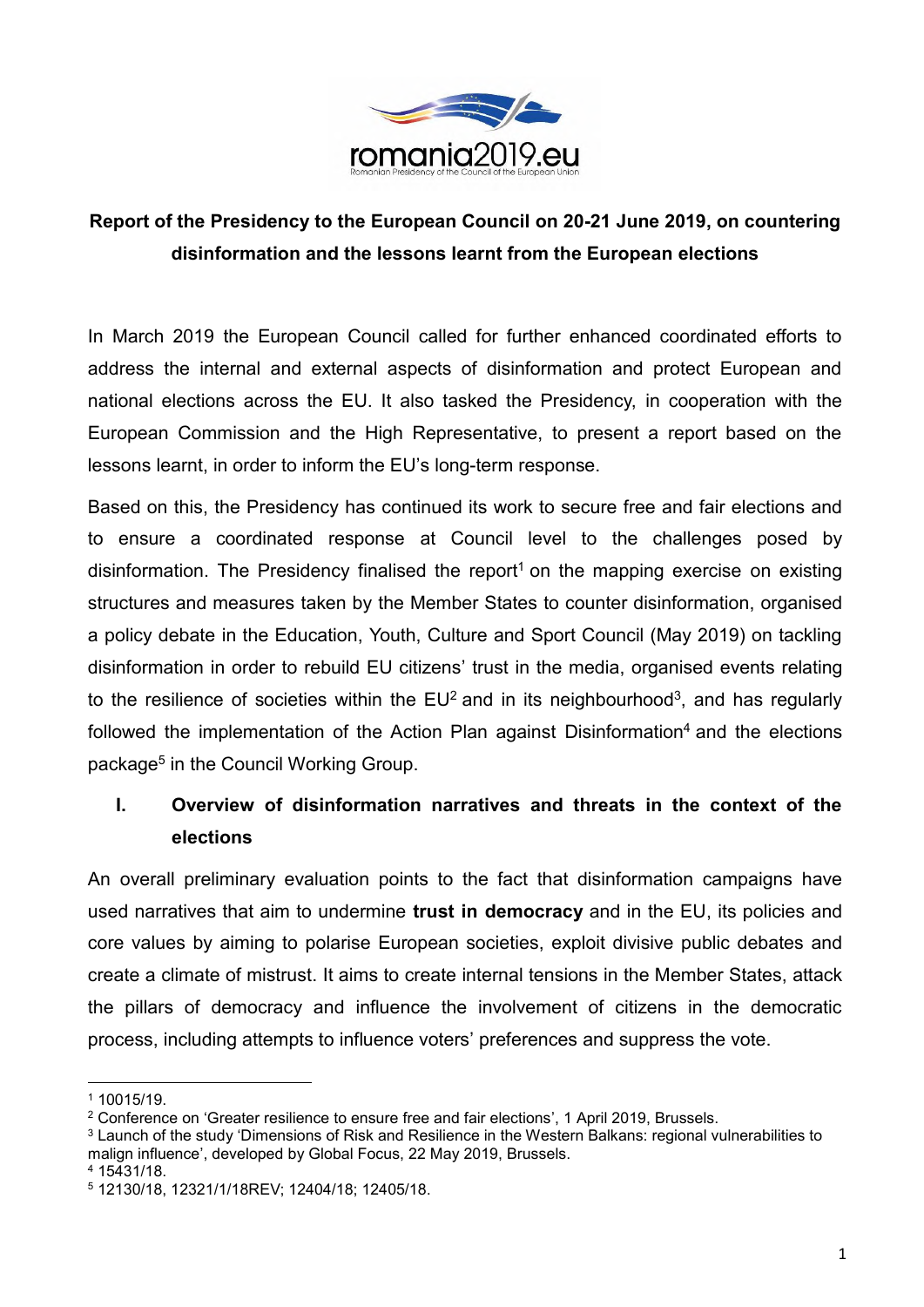romania2019.eu
Romanian Presidency of the Council of the European Union

**Report of the Presidency to the European Council on 20-21 June 2019, on countering disinformation and the lessons learnt from the European elections**

In March 2019 the European Council called for further enhanced coordinated efforts to address the internal and external aspects of disinformation and protect European and national elections across the EU. It also tasked the Presidency, in cooperation with the European Commission and the High Representative, to present a report based on the lessons learnt, in order to inform the EU's long-term response.

Based on this, the Presidency has continued its work to secure free and fair elections and to ensure a coordinated response at Council level to the challenges posed by disinformation. The Presidency finalised the report[1] on the mapping exercise on existing structures and measures taken by the Member States to counter disinformation, organised a policy debate in the Education, Youth, Culture and Sport Council (May 2019) on tackling disinformation in order to rebuild EU citizens' trust in the media, organised events relating to the resilience of societies within the EU[2] and in its neighbourhood[3], and has regularly followed the implementation of the Action Plan against Disinformation[4] and the elections package[5] in the Council Working Group.

## I. Overview of disinformation narratives and threats in the context of the elections

An overall preliminary evaluation points to the fact that disinformation campaigns have used narratives that aim to undermine **trust in democracy** and in the EU, its policies and core values by aiming to polarise European societies, exploit divisive public debates and create a climate of mistrust. It aims to create internal tensions in the Member States, attack the pillars of democracy and influence the involvement of citizens in the democratic process, including attempts to influence voters' preferences and suppress the vote.

---

[1] 10015/19.

[2] Conference on 'Greater resilience to ensure free and fair elections', 1 April 2019, Brussels.

[3] Launch of the study 'Dimensions of Risk and Resilience in the Western Balkans: regional vulnerabilities to malign influence', developed by Global Focus, 22 May 2019, Brussels.

[4] 15431/18.

[5] 12130/18, 12321/1/18REV; 12404/18; 12405/18.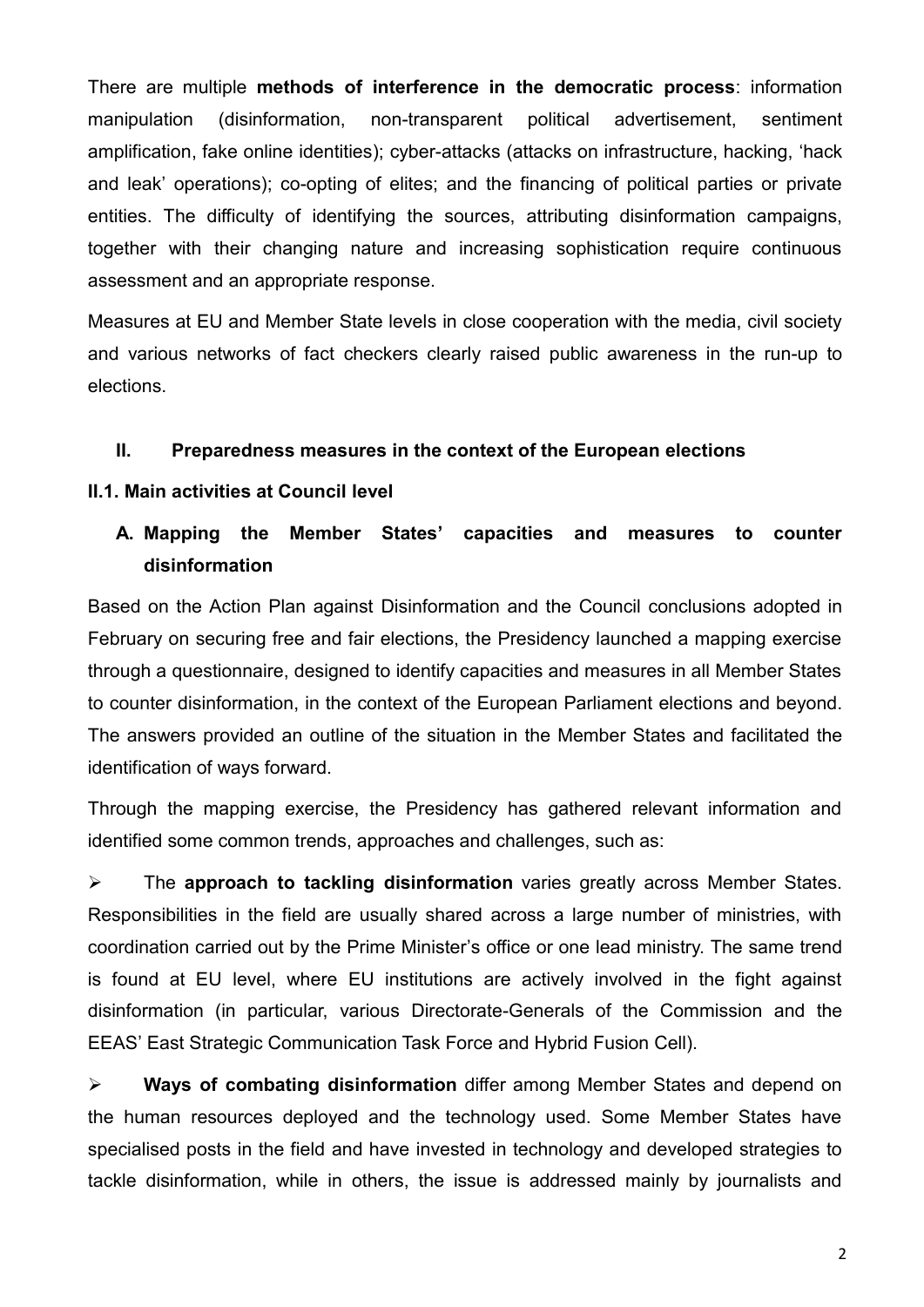There are multiple **methods of interference in the democratic process**: information manipulation (disinformation, non-transparent political advertisement, sentiment amplification, fake online identities); cyber-attacks (attacks on infrastructure, hacking, 'hack and leak' operations); co-opting of elites; and the financing of political parties or private entities. The difficulty of identifying the sources, attributing disinformation campaigns, together with their changing nature and increasing sophistication require continuous assessment and an appropriate response.

Measures at EU and Member State levels in close cooperation with the media, civil society and various networks of fact checkers clearly raised public awareness in the run-up to elections.

## II. Preparedness measures in the context of the European elections

### II.1. Main activities at Council level

#### A. Mapping the Member States' capacities and measures to counter disinformation

Based on the Action Plan against Disinformation and the Council conclusions adopted in February on securing free and fair elections, the Presidency launched a mapping exercise through a questionnaire, designed to identify capacities and measures in all Member States to counter disinformation, in the context of the European Parliament elections and beyond. The answers provided an outline of the situation in the Member States and facilitated the identification of ways forward.

Through the mapping exercise, the Presidency has gathered relevant information and identified some common trends, approaches and challenges, such as:

- The **approach to tackling disinformation** varies greatly across Member States. Responsibilities in the field are usually shared across a large number of ministries, with coordination carried out by the Prime Minister's office or one lead ministry. The same trend is found at EU level, where EU institutions are actively involved in the fight against disinformation (in particular, various Directorate-Generals of the Commission and the EEAS' East Strategic Communication Task Force and Hybrid Fusion Cell).

- **Ways of combating disinformation** differ among Member States and depend on the human resources deployed and the technology used. Some Member States have specialised posts in the field and have invested in technology and developed strategies to tackle disinformation, while in others, the issue is addressed mainly by journalists and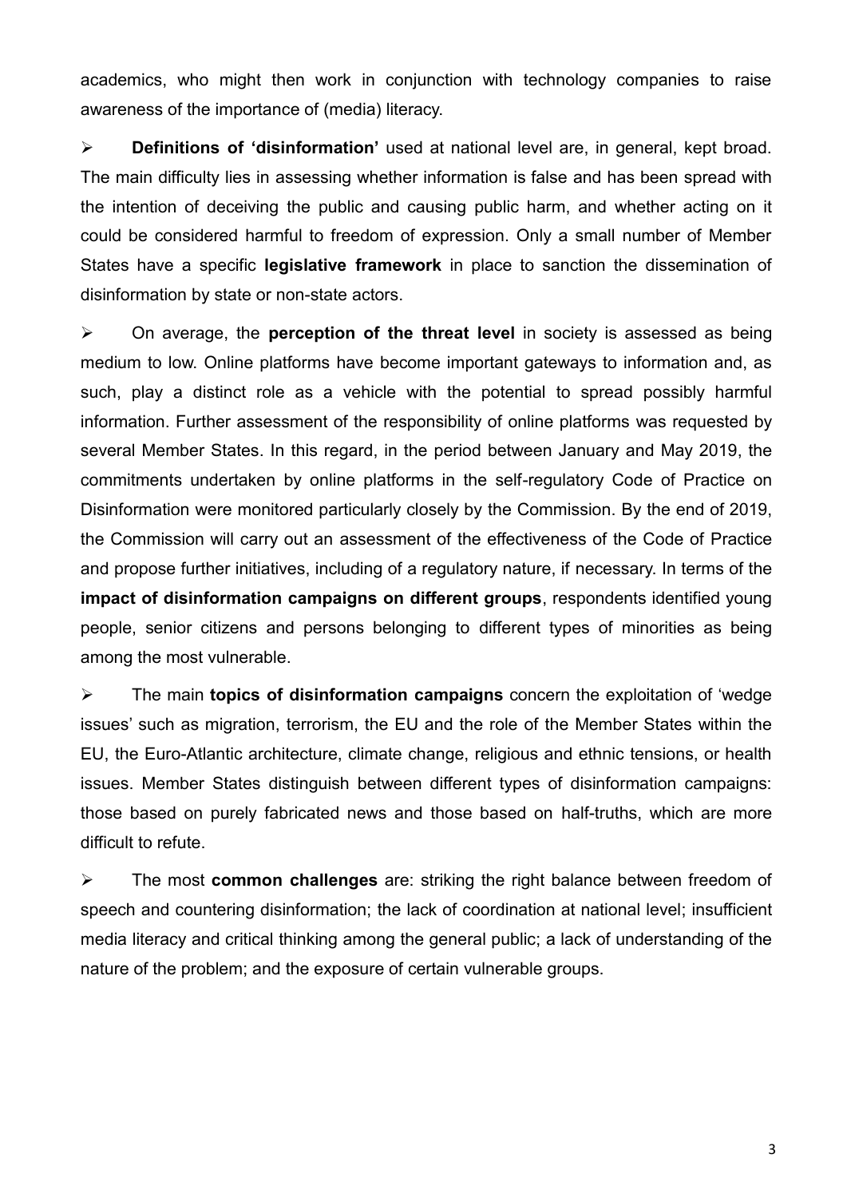academics, who might then work in conjunction with technology companies to raise awareness of the importance of (media) literacy.

- **Definitions of 'disinformation'** used at national level are, in general, kept broad. The main difficulty lies in assessing whether information is false and has been spread with the intention of deceiving the public and causing public harm, and whether acting on it could be considered harmful to freedom of expression. Only a small number of Member States have a specific **legislative framework** in place to sanction the dissemination of disinformation by state or non-state actors.

- On average, the **perception of the threat level** in society is assessed as being medium to low. Online platforms have become important gateways to information and, as such, play a distinct role as a vehicle with the potential to spread possibly harmful information. Further assessment of the responsibility of online platforms was requested by several Member States. In this regard, in the period between January and May 2019, the commitments undertaken by online platforms in the self-regulatory Code of Practice on Disinformation were monitored particularly closely by the Commission. By the end of 2019, the Commission will carry out an assessment of the effectiveness of the Code of Practice and propose further initiatives, including of a regulatory nature, if necessary. In terms of the **impact of disinformation campaigns on different groups**, respondents identified young people, senior citizens and persons belonging to different types of minorities as being among the most vulnerable.

- The main **topics of disinformation campaigns** concern the exploitation of 'wedge issues' such as migration, terrorism, the EU and the role of the Member States within the EU, the Euro-Atlantic architecture, climate change, religious and ethnic tensions, or health issues. Member States distinguish between different types of disinformation campaigns: those based on purely fabricated news and those based on half-truths, which are more difficult to refute.

- The most **common challenges** are: striking the right balance between freedom of speech and countering disinformation; the lack of coordination at national level; insufficient media literacy and critical thinking among the general public; a lack of understanding of the nature of the problem; and the exposure of certain vulnerable groups.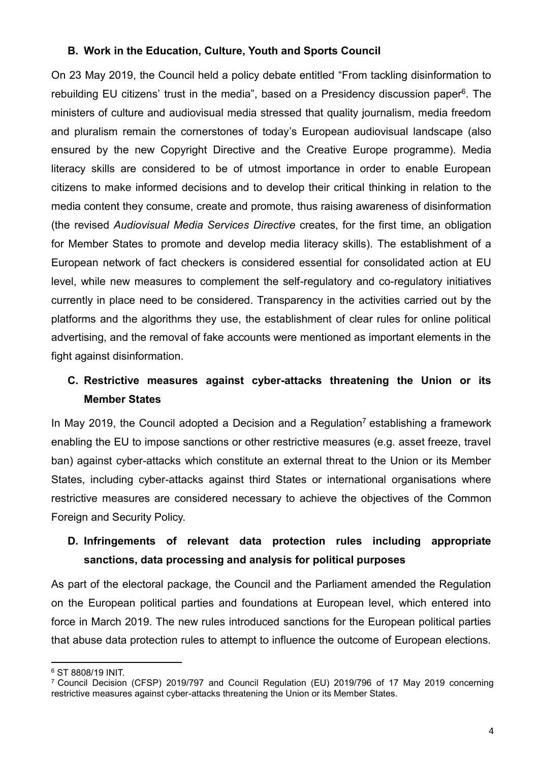## B. Work in the Education, Culture, Youth and Sports Council

On 23 May 2019, the Council held a policy debate entitled "From tackling disinformation to rebuilding EU citizens' trust in the media", based on a Presidency discussion paper[6]. The ministers of culture and audiovisual media stressed that quality journalism, media freedom and pluralism remain the cornerstones of today's European audiovisual landscape (also ensured by the new Copyright Directive and the Creative Europe programme). Media literacy skills are considered to be of utmost importance in order to enable European citizens to make informed decisions and to develop their critical thinking in relation to the media content they consume, create and promote, thus raising awareness of disinformation (the revised *Audiovisual Media Services Directive* creates, for the first time, an obligation for Member States to promote and develop media literacy skills). The establishment of a European network of fact checkers is considered essential for consolidated action at EU level, while new measures to complement the self-regulatory and co-regulatory initiatives currently in place need to be considered. Transparency in the activities carried out by the platforms and the algorithms they use, the establishment of clear rules for online political advertising, and the removal of fake accounts were mentioned as important elements in the fight against disinformation.

## C. Restrictive measures against cyber-attacks threatening the Union or its Member States

In May 2019, the Council adopted a Decision and a Regulation[7] establishing a framework enabling the EU to impose sanctions or other restrictive measures (e.g. asset freeze, travel ban) against cyber-attacks which constitute an external threat to the Union or its Member States, including cyber-attacks against third States or international organisations where restrictive measures are considered necessary to achieve the objectives of the Common Foreign and Security Policy.

## D. Infringements of relevant data protection rules including appropriate sanctions, data processing and analysis for political purposes

As part of the electoral package, the Council and the Parliament amended the Regulation on the European political parties and foundations at European level, which entered into force in March 2019. The new rules introduced sanctions for the European political parties that abuse data protection rules to attempt to influence the outcome of European elections.

---

[6] ST 8808/19 INIT.

[7] Council Decision (CFSP) 2019/797 and Council Regulation (EU) 2019/796 of 17 May 2019 concerning restrictive measures against cyber-attacks threatening the Union or its Member States.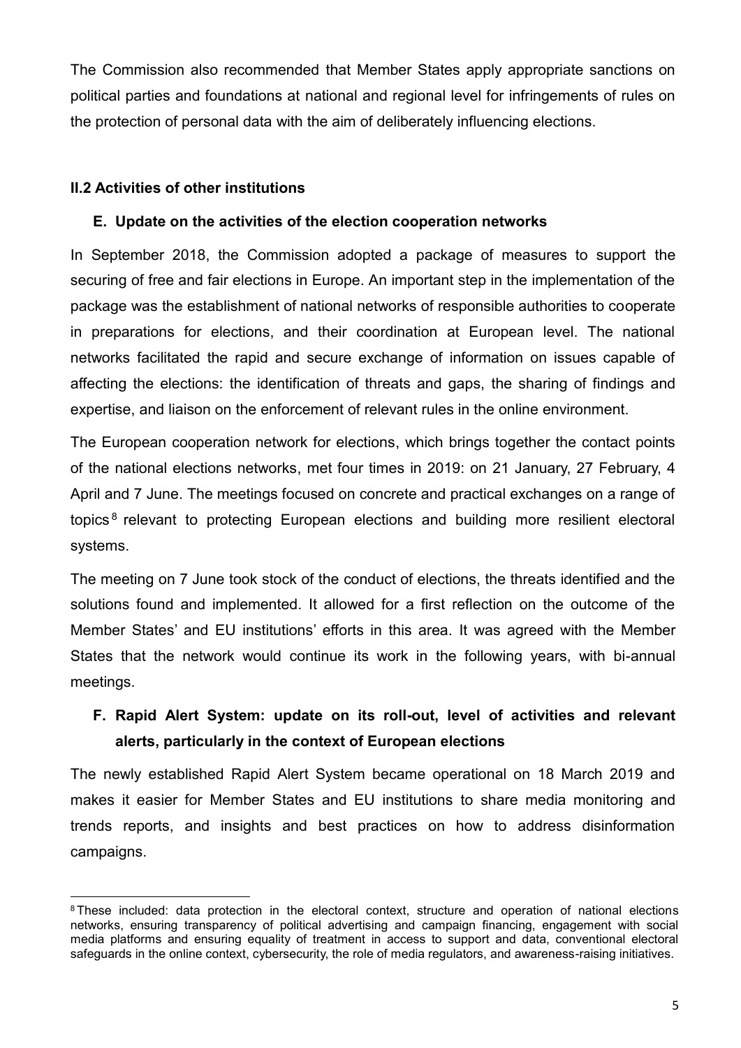The Commission also recommended that Member States apply appropriate sanctions on political parties and foundations at national and regional level for infringements of rules on the protection of personal data with the aim of deliberately influencing elections.

## II.2 Activities of other institutions

### E. Update on the activities of the election cooperation networks

In September 2018, the Commission adopted a package of measures to support the securing of free and fair elections in Europe. An important step in the implementation of the package was the establishment of national networks of responsible authorities to cooperate in preparations for elections, and their coordination at European level. The national networks facilitated the rapid and secure exchange of information on issues capable of affecting the elections: the identification of threats and gaps, the sharing of findings and expertise, and liaison on the enforcement of relevant rules in the online environment.

The European cooperation network for elections, which brings together the contact points of the national elections networks, met four times in 2019: on 21 January, 27 February, 4 April and 7 June. The meetings focused on concrete and practical exchanges on a range of topics[8] relevant to protecting European elections and building more resilient electoral systems.

The meeting on 7 June took stock of the conduct of elections, the threats identified and the solutions found and implemented. It allowed for a first reflection on the outcome of the Member States' and EU institutions' efforts in this area. It was agreed with the Member States that the network would continue its work in the following years, with bi-annual meetings.

### F. Rapid Alert System: update on its roll-out, level of activities and relevant alerts, particularly in the context of European elections

The newly established Rapid Alert System became operational on 18 March 2019 and makes it easier for Member States and EU institutions to share media monitoring and trends reports, and insights and best practices on how to address disinformation campaigns.

---

[8] These included: data protection in the electoral context, structure and operation of national elections networks, ensuring transparency of political advertising and campaign financing, engagement with social media platforms and ensuring equality of treatment in access to support and data, conventional electoral safeguards in the online context, cybersecurity, the role of media regulators, and awareness-raising initiatives.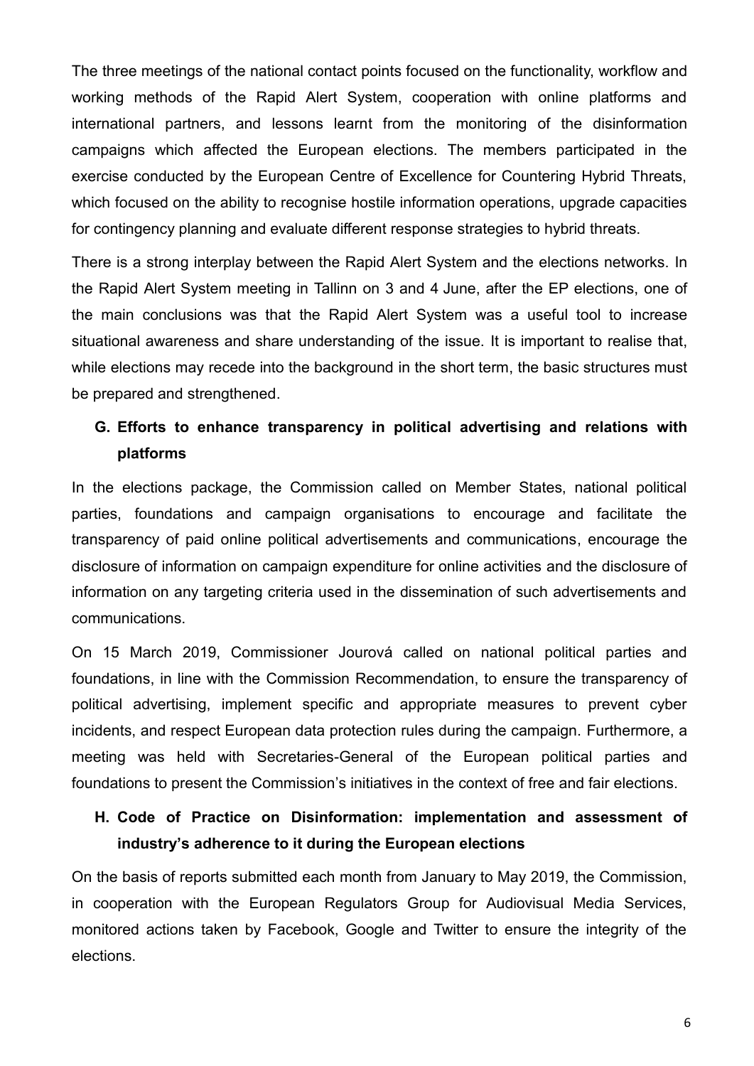The three meetings of the national contact points focused on the functionality, workflow and working methods of the Rapid Alert System, cooperation with online platforms and international partners, and lessons learnt from the monitoring of the disinformation campaigns which affected the European elections. The members participated in the exercise conducted by the European Centre of Excellence for Countering Hybrid Threats, which focused on the ability to recognise hostile information operations, upgrade capacities for contingency planning and evaluate different response strategies to hybrid threats.

There is a strong interplay between the Rapid Alert System and the elections networks. In the Rapid Alert System meeting in Tallinn on 3 and 4 June, after the EP elections, one of the main conclusions was that the Rapid Alert System was a useful tool to increase situational awareness and share understanding of the issue. It is important to realise that, while elections may recede into the background in the short term, the basic structures must be prepared and strengthened.

## G. Efforts to enhance transparency in political advertising and relations with platforms

In the elections package, the Commission called on Member States, national political parties, foundations and campaign organisations to encourage and facilitate the transparency of paid online political advertisements and communications, encourage the disclosure of information on campaign expenditure for online activities and the disclosure of information on any targeting criteria used in the dissemination of such advertisements and communications.

On 15 March 2019, Commissioner Jourová called on national political parties and foundations, in line with the Commission Recommendation, to ensure the transparency of political advertising, implement specific and appropriate measures to prevent cyber incidents, and respect European data protection rules during the campaign. Furthermore, a meeting was held with Secretaries-General of the European political parties and foundations to present the Commission's initiatives in the context of free and fair elections.

## H. Code of Practice on Disinformation: implementation and assessment of industry's adherence to it during the European elections

On the basis of reports submitted each month from January to May 2019, the Commission, in cooperation with the European Regulators Group for Audiovisual Media Services, monitored actions taken by Facebook, Google and Twitter to ensure the integrity of the elections.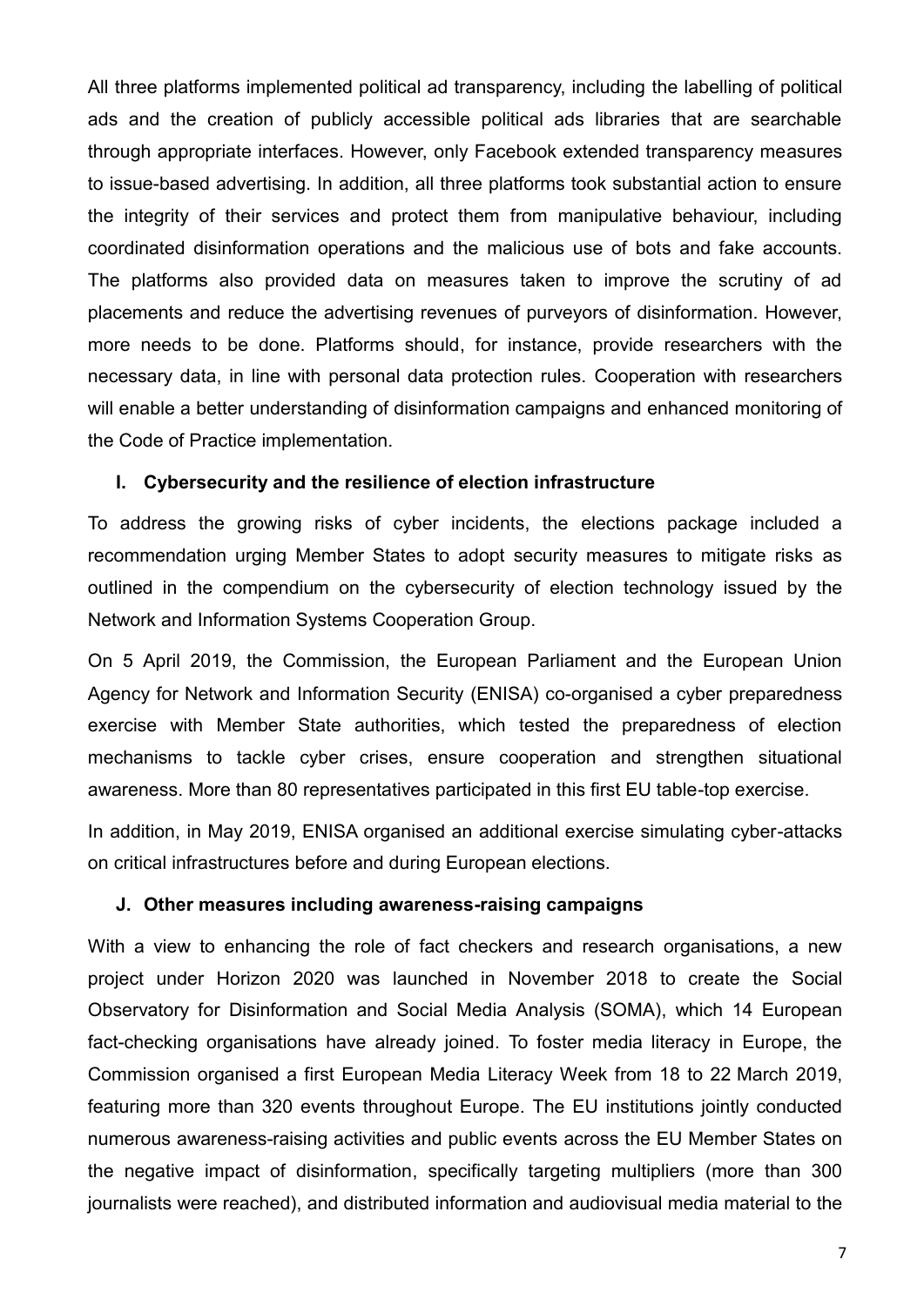All three platforms implemented political ad transparency, including the labelling of political ads and the creation of publicly accessible political ads libraries that are searchable through appropriate interfaces. However, only Facebook extended transparency measures to issue-based advertising. In addition, all three platforms took substantial action to ensure the integrity of their services and protect them from manipulative behaviour, including coordinated disinformation operations and the malicious use of bots and fake accounts. The platforms also provided data on measures taken to improve the scrutiny of ad placements and reduce the advertising revenues of purveyors of disinformation. However, more needs to be done. Platforms should, for instance, provide researchers with the necessary data, in line with personal data protection rules. Cooperation with researchers will enable a better understanding of disinformation campaigns and enhanced monitoring of the Code of Practice implementation.

### I. Cybersecurity and the resilience of election infrastructure

To address the growing risks of cyber incidents, the elections package included a recommendation urging Member States to adopt security measures to mitigate risks as outlined in the compendium on the cybersecurity of election technology issued by the Network and Information Systems Cooperation Group.

On 5 April 2019, the Commission, the European Parliament and the European Union Agency for Network and Information Security (ENISA) co-organised a cyber preparedness exercise with Member State authorities, which tested the preparedness of election mechanisms to tackle cyber crises, ensure cooperation and strengthen situational awareness. More than 80 representatives participated in this first EU table-top exercise.

In addition, in May 2019, ENISA organised an additional exercise simulating cyber-attacks on critical infrastructures before and during European elections.

### J. Other measures including awareness-raising campaigns

With a view to enhancing the role of fact checkers and research organisations, a new project under Horizon 2020 was launched in November 2018 to create the Social Observatory for Disinformation and Social Media Analysis (SOMA), which 14 European fact-checking organisations have already joined. To foster media literacy in Europe, the Commission organised a first European Media Literacy Week from 18 to 22 March 2019, featuring more than 320 events throughout Europe. The EU institutions jointly conducted numerous awareness-raising activities and public events across the EU Member States on the negative impact of disinformation, specifically targeting multipliers (more than 300 journalists were reached), and distributed information and audiovisual media material to the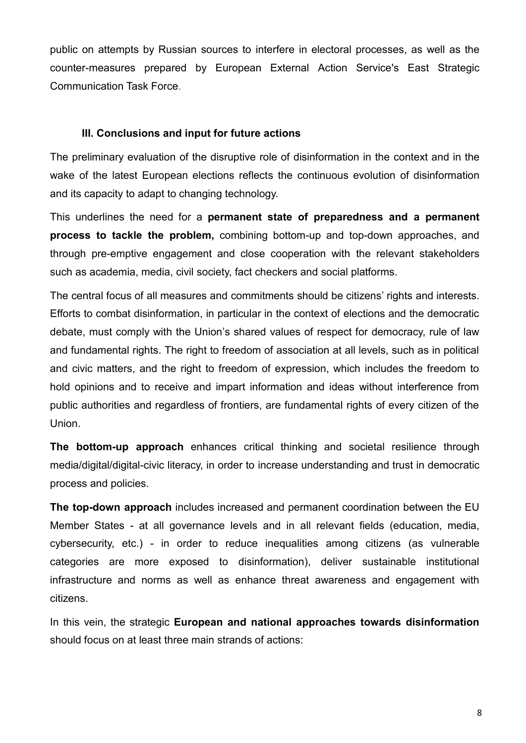public on attempts by Russian sources to interfere in electoral processes, as well as the counter-measures prepared by European External Action Service's East Strategic Communication Task Force.

### III. Conclusions and input for future actions

The preliminary evaluation of the disruptive role of disinformation in the context and in the wake of the latest European elections reflects the continuous evolution of disinformation and its capacity to adapt to changing technology.

This underlines the need for a **permanent state of preparedness and a permanent process to tackle the problem,** combining bottom-up and top-down approaches, and through pre-emptive engagement and close cooperation with the relevant stakeholders such as academia, media, civil society, fact checkers and social platforms.

The central focus of all measures and commitments should be citizens' rights and interests. Efforts to combat disinformation, in particular in the context of elections and the democratic debate, must comply with the Union's shared values of respect for democracy, rule of law and fundamental rights. The right to freedom of association at all levels, such as in political and civic matters, and the right to freedom of expression, which includes the freedom to hold opinions and to receive and impart information and ideas without interference from public authorities and regardless of frontiers, are fundamental rights of every citizen of the Union.

**The bottom-up approach** enhances critical thinking and societal resilience through media/digital/digital-civic literacy, in order to increase understanding and trust in democratic process and policies.

**The top-down approach** includes increased and permanent coordination between the EU Member States - at all governance levels and in all relevant fields (education, media, cybersecurity, etc.) - in order to reduce inequalities among citizens (as vulnerable categories are more exposed to disinformation), deliver sustainable institutional infrastructure and norms as well as enhance threat awareness and engagement with citizens.

In this vein, the strategic **European and national approaches towards disinformation** should focus on at least three main strands of actions: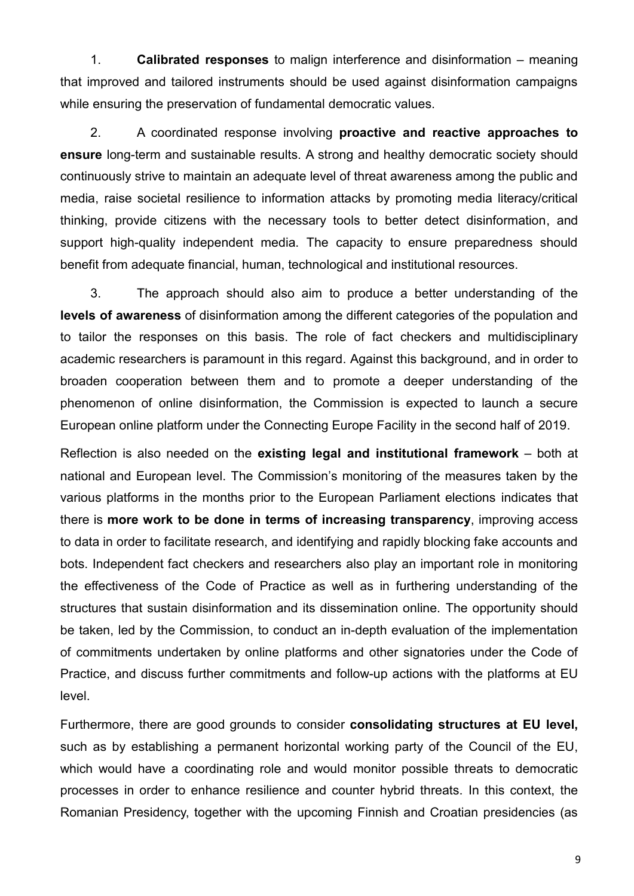1. **Calibrated responses** to malign interference and disinformation – meaning that improved and tailored instruments should be used against disinformation campaigns while ensuring the preservation of fundamental democratic values.

2. A coordinated response involving **proactive and reactive approaches to ensure** long-term and sustainable results. A strong and healthy democratic society should continuously strive to maintain an adequate level of threat awareness among the public and media, raise societal resilience to information attacks by promoting media literacy/critical thinking, provide citizens with the necessary tools to better detect disinformation, and support high-quality independent media. The capacity to ensure preparedness should benefit from adequate financial, human, technological and institutional resources.

3. The approach should also aim to produce a better understanding of the **levels of awareness** of disinformation among the different categories of the population and to tailor the responses on this basis. The role of fact checkers and multidisciplinary academic researchers is paramount in this regard. Against this background, and in order to broaden cooperation between them and to promote a deeper understanding of the phenomenon of online disinformation, the Commission is expected to launch a secure European online platform under the Connecting Europe Facility in the second half of 2019.

Reflection is also needed on the **existing legal and institutional framework** – both at national and European level. The Commission's monitoring of the measures taken by the various platforms in the months prior to the European Parliament elections indicates that there is **more work to be done in terms of increasing transparency**, improving access to data in order to facilitate research, and identifying and rapidly blocking fake accounts and bots. Independent fact checkers and researchers also play an important role in monitoring the effectiveness of the Code of Practice as well as in furthering understanding of the structures that sustain disinformation and its dissemination online. The opportunity should be taken, led by the Commission, to conduct an in-depth evaluation of the implementation of commitments undertaken by online platforms and other signatories under the Code of Practice, and discuss further commitments and follow-up actions with the platforms at EU level.

Furthermore, there are good grounds to consider **consolidating structures at EU level,** such as by establishing a permanent horizontal working party of the Council of the EU, which would have a coordinating role and would monitor possible threats to democratic processes in order to enhance resilience and counter hybrid threats. In this context, the Romanian Presidency, together with the upcoming Finnish and Croatian presidencies (as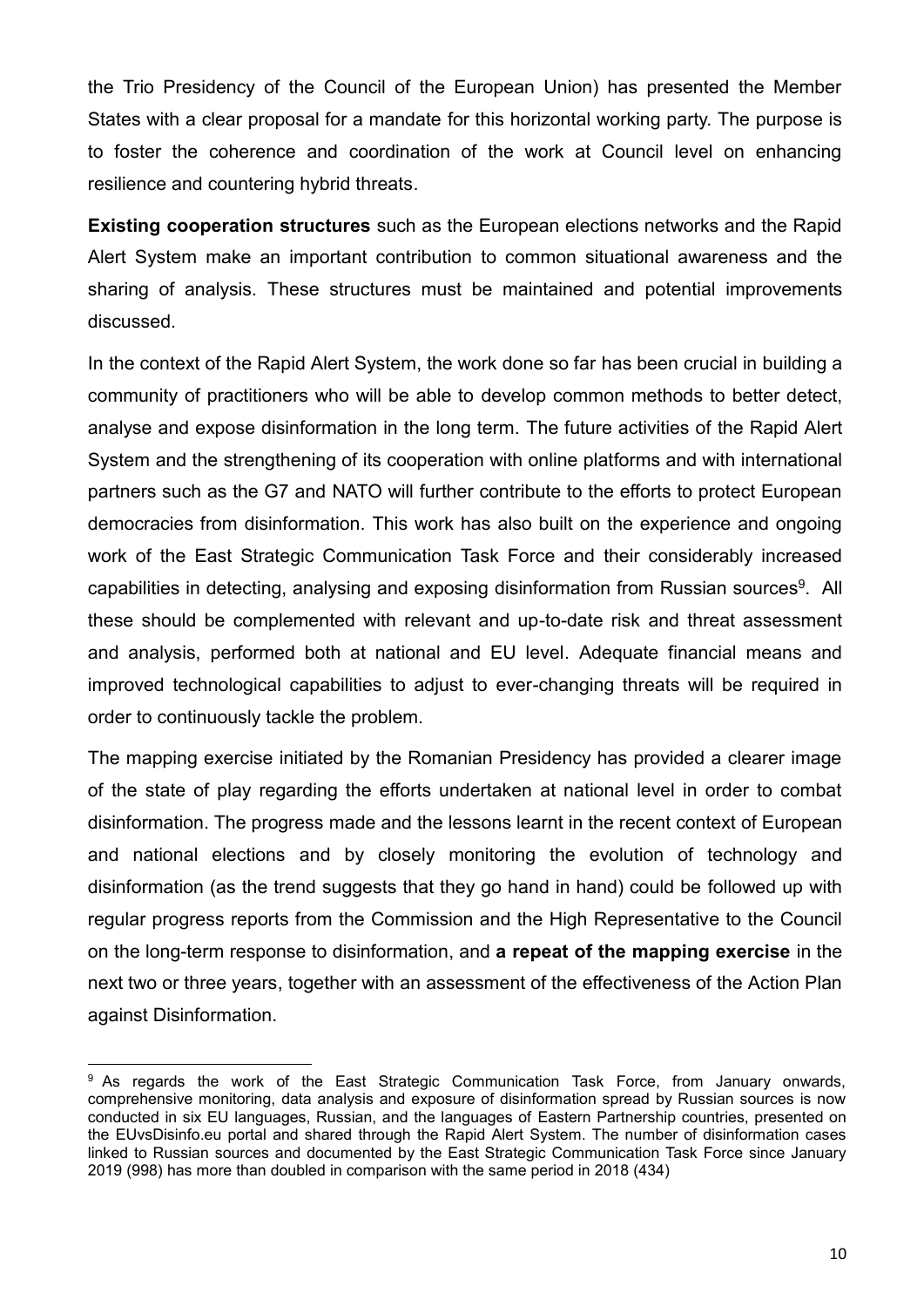the Trio Presidency of the Council of the European Union) has presented the Member States with a clear proposal for a mandate for this horizontal working party. The purpose is to foster the coherence and coordination of the work at Council level on enhancing resilience and countering hybrid threats.

**Existing cooperation structures** such as the European elections networks and the Rapid Alert System make an important contribution to common situational awareness and the sharing of analysis. These structures must be maintained and potential improvements discussed.

In the context of the Rapid Alert System, the work done so far has been crucial in building a community of practitioners who will be able to develop common methods to better detect, analyse and expose disinformation in the long term. The future activities of the Rapid Alert System and the strengthening of its cooperation with online platforms and with international partners such as the G7 and NATO will further contribute to the efforts to protect European democracies from disinformation. This work has also built on the experience and ongoing work of the East Strategic Communication Task Force and their considerably increased capabilities in detecting, analysing and exposing disinformation from Russian sources[9]. All these should be complemented with relevant and up-to-date risk and threat assessment and analysis, performed both at national and EU level. Adequate financial means and improved technological capabilities to adjust to ever-changing threats will be required in order to continuously tackle the problem.

The mapping exercise initiated by the Romanian Presidency has provided a clearer image of the state of play regarding the efforts undertaken at national level in order to combat disinformation. The progress made and the lessons learnt in the recent context of European and national elections and by closely monitoring the evolution of technology and disinformation (as the trend suggests that they go hand in hand) could be followed up with regular progress reports from the Commission and the High Representative to the Council on the long-term response to disinformation, and **a repeat of the mapping exercise** in the next two or three years, together with an assessment of the effectiveness of the Action Plan against Disinformation.

[9] As regards the work of the East Strategic Communication Task Force, from January onwards, comprehensive monitoring, data analysis and exposure of disinformation spread by Russian sources is now conducted in six EU languages, Russian, and the languages of Eastern Partnership countries, presented on the EUvsDisinfo.eu portal and shared through the Rapid Alert System. The number of disinformation cases linked to Russian sources and documented by the East Strategic Communication Task Force since January 2019 (998) has more than doubled in comparison with the same period in 2018 (434)